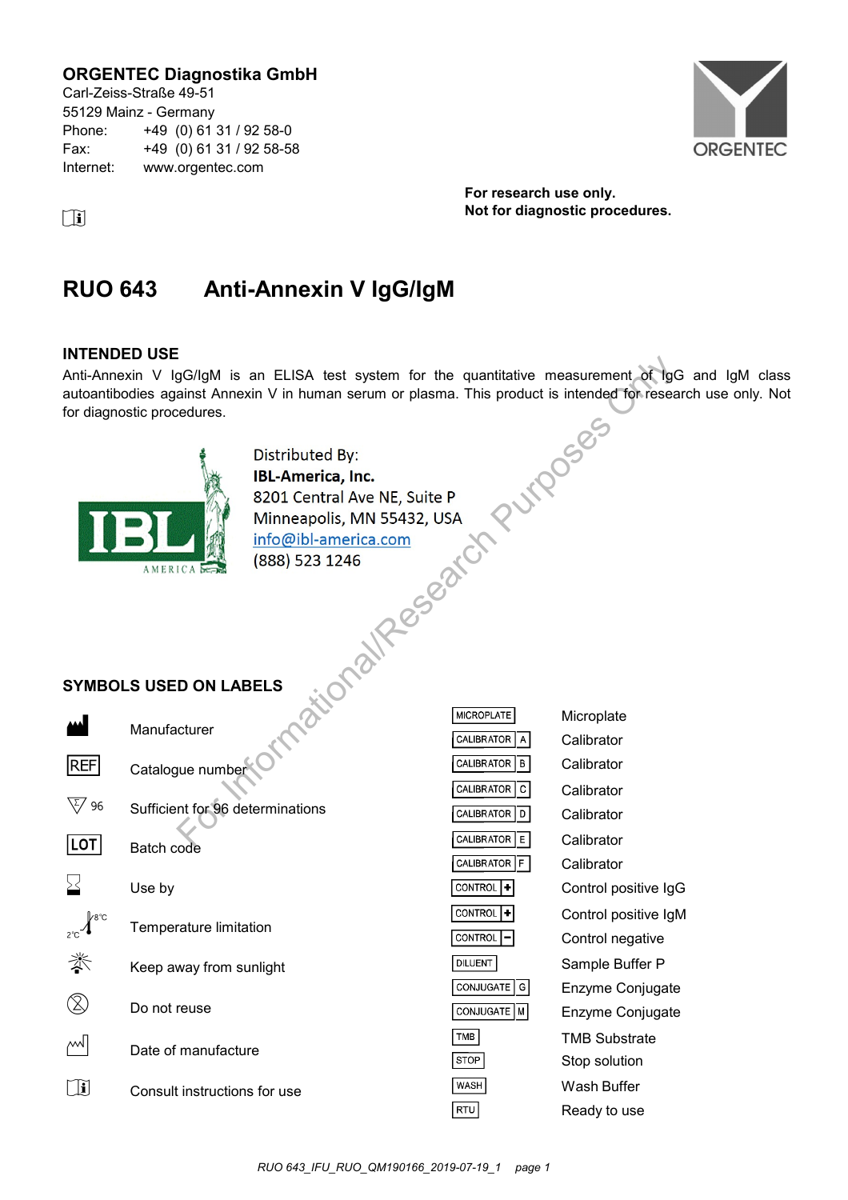**ORGENTEC Diagnostika GmbH**
Carl-Zeiss-Straße 49-51
55129 Mainz - Germany
Phone: +49 (0) 61 31 / 92 58-0
Fax: +49 (0) 61 31 / 92 58-58
Internet: www.orgentec.com

ORGENTEC

**For research use only.**
**Not for diagnostic procedures.**

# RUO 643 Anti-Annexin V IgG/IgM

## INTENDED USE

Anti-Annexin V IgG/IgM is an ELISA test system for the quantitative measurement of IgG and IgM class autoantibodies against Annexin V in human serum or plasma. This product is intended for research use only. Not for diagnostic procedures.

IBL AMERICA

Distributed By:
**IBL-America, Inc.**
8201 Central Ave NE, Suite P
Minneapolis, MN 55432, USA
info@ibl-america.com
(888) 523 1246

For Informational/Research Purposes Only

## SYMBOLS USED ON LABELS

| Symbol | Meaning |
|---|---|
| | Manufacturer |
| REF | Catalogue number |
| Σ 96 | Sufficient for 96 determinations |
| LOT | Batch code |
| | Use by |
| 2°C–8°C | Temperature limitation |
| | Keep away from sunlight |
| | Do not reuse |
| | Date of manufacture |
| | Consult instructions for use |

| Symbol | Meaning |
|---|---|
| MICROPLATE | Microplate |
| CALIBRATOR A | Calibrator |
| CALIBRATOR B | Calibrator |
| CALIBRATOR C | Calibrator |
| CALIBRATOR D | Calibrator |
| CALIBRATOR E | Calibrator |
| CALIBRATOR F | Calibrator |
| CONTROL + | Control positive IgG |
| CONTROL + | Control positive IgM |
| CONTROL − | Control negative |
| DILUENT | Sample Buffer P |
| CONJUGATE G | Enzyme Conjugate |
| CONJUGATE M | Enzyme Conjugate |
| TMB | TMB Substrate |
| STOP | Stop solution |
| WASH | Wash Buffer |
| RTU | Ready to use |

*RUO 643_IFU_RUO_QM190166_2019-07-19_1*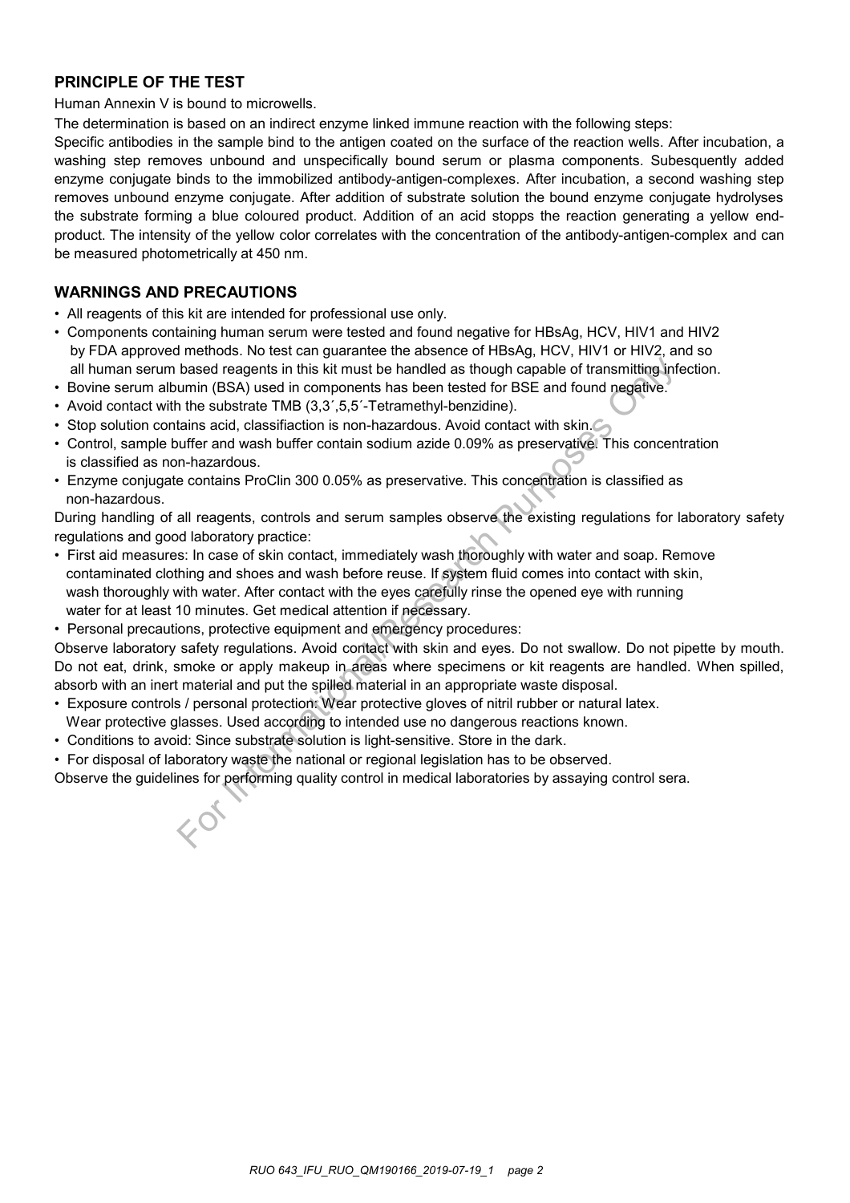## PRINCIPLE OF THE TEST

Human Annexin V is bound to microwells.

The determination is based on an indirect enzyme linked immune reaction with the following steps:

Specific antibodies in the sample bind to the antigen coated on the surface of the reaction wells. After incubation, a washing step removes unbound and unspecifically bound serum or plasma components. Subesquently added enzyme conjugate binds to the immobilized antibody-antigen-complexes. After incubation, a second washing step removes unbound enzyme conjugate. After addition of substrate solution the bound enzyme conjugate hydrolyses the substrate forming a blue coloured product. Addition of an acid stopps the reaction generating a yellow end-product. The intensity of the yellow color correlates with the concentration of the antibody-antigen-complex and can be measured photometrically at 450 nm.

## WARNINGS AND PRECAUTIONS

- All reagents of this kit are intended for professional use only.
- Components containing human serum were tested and found negative for HBsAg, HCV, HIV1 and HIV2 by FDA approved methods. No test can guarantee the absence of HBsAg, HCV, HIV1 or HIV2, and so all human serum based reagents in this kit must be handled as though capable of transmitting infection.
- Bovine serum albumin (BSA) used in components has been tested for BSE and found negative.
- Avoid contact with the substrate TMB (3,3´,5,5´-Tetramethyl-benzidine).
- Stop solution contains acid, classifiaction is non-hazardous. Avoid contact with skin.
- Control, sample buffer and wash buffer contain sodium azide 0.09% as preservative. This concentration is classified as non-hazardous.
- Enzyme conjugate contains ProClin 300 0.05% as preservative. This concentration is classified as non-hazardous.

During handling of all reagents, controls and serum samples observe the existing regulations for laboratory safety regulations and good laboratory practice:

- First aid measures: In case of skin contact, immediately wash thoroughly with water and soap. Remove contaminated clothing and shoes and wash before reuse. If system fluid comes into contact with skin, wash thoroughly with water. After contact with the eyes carefully rinse the opened eye with running water for at least 10 minutes. Get medical attention if necessary.
- Personal precautions, protective equipment and emergency procedures:

Observe laboratory safety regulations. Avoid contact with skin and eyes. Do not swallow. Do not pipette by mouth. Do not eat, drink, smoke or apply makeup in areas where specimens or kit reagents are handled. When spilled, absorb with an inert material and put the spilled material in an appropriate waste disposal.

- Exposure controls / personal protection: Wear protective gloves of nitril rubber or natural latex. Wear protective glasses. Used according to intended use no dangerous reactions known.
- Conditions to avoid: Since substrate solution is light-sensitive. Store in the dark.
- For disposal of laboratory waste the national or regional legislation has to be observed.

Observe the guidelines for performing quality control in medical laboratories by assaying control sera.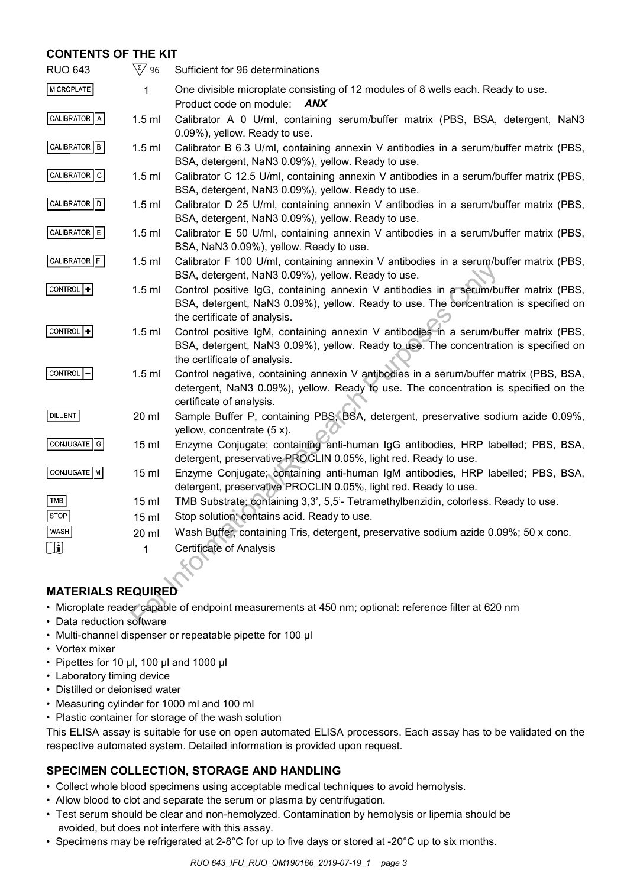## CONTENTS OF THE KIT

| | | |
|---|---|---|
| RUO 643 | 96 | Sufficient for 96 determinations |
| MICROPLATE | 1 | One divisible microplate consisting of 12 modules of 8 wells each. Ready to use. Product code on module: ***ANX*** |
| CALIBRATOR A | 1.5 ml | Calibrator A 0 U/ml, containing serum/buffer matrix (PBS, BSA, detergent, NaN3 0.09%), yellow. Ready to use. |
| CALIBRATOR B | 1.5 ml | Calibrator B 6.3 U/ml, containing annexin V antibodies in a serum/buffer matrix (PBS, BSA, detergent, NaN3 0.09%), yellow. Ready to use. |
| CALIBRATOR C | 1.5 ml | Calibrator C 12.5 U/ml, containing annexin V antibodies in a serum/buffer matrix (PBS, BSA, detergent, NaN3 0.09%), yellow. Ready to use. |
| CALIBRATOR D | 1.5 ml | Calibrator D 25 U/ml, containing annexin V antibodies in a serum/buffer matrix (PBS, BSA, detergent, NaN3 0.09%), yellow. Ready to use. |
| CALIBRATOR E | 1.5 ml | Calibrator E 50 U/ml, containing annexin V antibodies in a serum/buffer matrix (PBS, BSA, NaN3 0.09%), yellow. Ready to use. |
| CALIBRATOR F | 1.5 ml | Calibrator F 100 U/ml, containing annexin V antibodies in a serum/buffer matrix (PBS, BSA, detergent, NaN3 0.09%), yellow. Ready to use. |
| CONTROL + | 1.5 ml | Control positive IgG, containing annexin V antibodies in a serum/buffer matrix (PBS, BSA, detergent, NaN3 0.09%), yellow. Ready to use. The concentration is specified on the certificate of analysis. |
| CONTROL + | 1.5 ml | Control positive IgM, containing annexin V antibodies in a serum/buffer matrix (PBS, BSA, detergent, NaN3 0.09%), yellow. Ready to use. The concentration is specified on the certificate of analysis. |
| CONTROL − | 1.5 ml | Control negative, containing annexin V antibodies in a serum/buffer matrix (PBS, BSA, detergent, NaN3 0.09%), yellow. Ready to use. The concentration is specified on the certificate of analysis. |
| DILUENT | 20 ml | Sample Buffer P, containing PBS, BSA, detergent, preservative sodium azide 0.09%, yellow, concentrate (5 x). |
| CONJUGATE G | 15 ml | Enzyme Conjugate; containing anti-human IgG antibodies, HRP labelled; PBS, BSA, detergent, preservative PROCLIN 0.05%, light red. Ready to use. |
| CONJUGATE M | 15 ml | Enzyme Conjugate; containing anti-human IgM antibodies, HRP labelled; PBS, BSA, detergent, preservative PROCLIN 0.05%, light red. Ready to use. |
| TMB | 15 ml | TMB Substrate; containing 3,3', 5,5'- Tetramethylbenzidin, colorless. Ready to use. |
| STOP | 15 ml | Stop solution; contains acid. Ready to use. |
| WASH | 20 ml | Wash Buffer, containing Tris, detergent, preservative sodium azide 0.09%; 50 x conc. |
| i | 1 | Certificate of Analysis |

## MATERIALS REQUIRED

- Microplate reader capable of endpoint measurements at 450 nm; optional: reference filter at 620 nm
- Data reduction software
- Multi-channel dispenser or repeatable pipette for 100 µl
- Vortex mixer
- Pipettes for 10 µl, 100 µl and 1000 µl
- Laboratory timing device
- Distilled or deionised water
- Measuring cylinder for 1000 ml and 100 ml
- Plastic container for storage of the wash solution

This ELISA assay is suitable for use on open automated ELISA processors. Each assay has to be validated on the respective automated system. Detailed information is provided upon request.

## SPECIMEN COLLECTION, STORAGE AND HANDLING

- Collect whole blood specimens using acceptable medical techniques to avoid hemolysis.
- Allow blood to clot and separate the serum or plasma by centrifugation.
- Test serum should be clear and non-hemolyzed. Contamination by hemolysis or lipemia should be avoided, but does not interfere with this assay.
- Specimens may be refrigerated at 2-8°C for up to five days or stored at -20°C up to six months.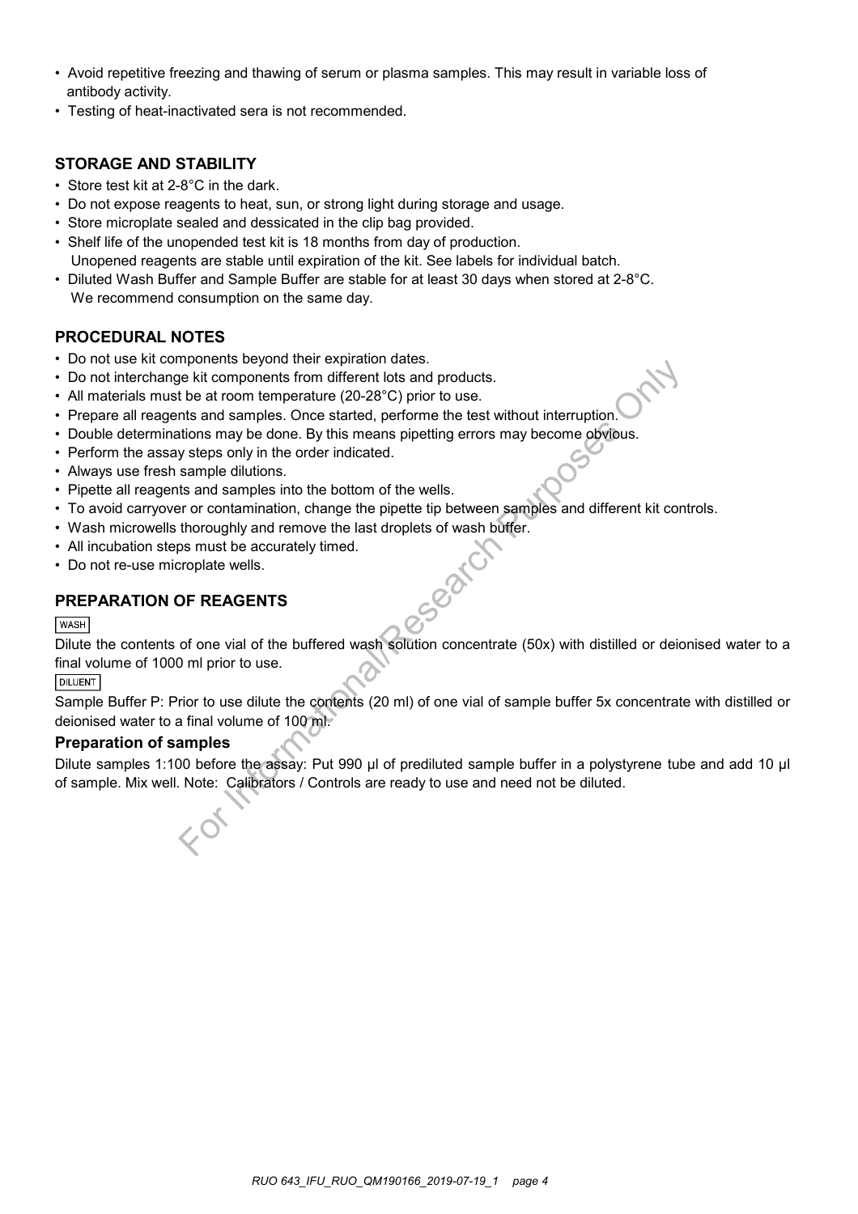- Avoid repetitive freezing and thawing of serum or plasma samples. This may result in variable loss of antibody activity.
- Testing of heat-inactivated sera is not recommended.

## STORAGE AND STABILITY

- Store test kit at 2-8°C in the dark.
- Do not expose reagents to heat, sun, or strong light during storage and usage.
- Store microplate sealed and dessicated in the clip bag provided.
- Shelf life of the unopended test kit is 18 months from day of production.
  Unopened reagents are stable until expiration of the kit. See labels for individual batch.
- Diluted Wash Buffer and Sample Buffer are stable for at least 30 days when stored at 2-8°C.
  We recommend consumption on the same day.

## PROCEDURAL NOTES

- Do not use kit components beyond their expiration dates.
- Do not interchange kit components from different lots and products.
- All materials must be at room temperature (20-28°C) prior to use.
- Prepare all reagents and samples. Once started, performe the test without interruption.
- Double determinations may be done. By this means pipetting errors may become obvious.
- Perform the assay steps only in the order indicated.
- Always use fresh sample dilutions.
- Pipette all reagents and samples into the bottom of the wells.
- To avoid carryover or contamination, change the pipette tip between samples and different kit controls.
- Wash microwells thoroughly and remove the last droplets of wash buffer.
- All incubation steps must be accurately timed.
- Do not re-use microplate wells.

## PREPARATION OF REAGENTS

WASH

Dilute the contents of one vial of the buffered wash solution concentrate (50x) with distilled or deionised water to a final volume of 1000 ml prior to use.

DILUENT

Sample Buffer P: Prior to use dilute the contents (20 ml) of one vial of sample buffer 5x concentrate with distilled or deionised water to a final volume of 100 ml.

### Preparation of samples

Dilute samples 1:100 before the assay: Put 990 µl of prediluted sample buffer in a polystyrene tube and add 10 µl of sample. Mix well. Note: Calibrators / Controls are ready to use and need not be diluted.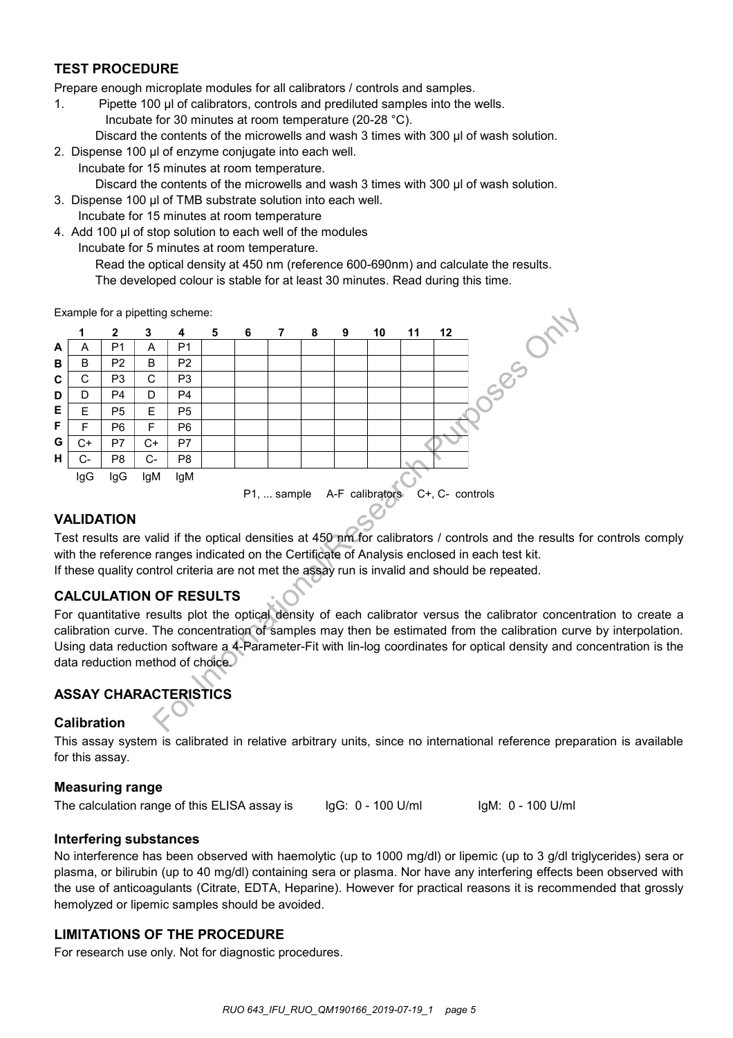## TEST PROCEDURE

Prepare enough microplate modules for all calibrators / controls and samples.

1. Pipette 100 µl of calibrators, controls and prediluted samples into the wells.
   Incubate for 30 minutes at room temperature (20-28 °C).
   Discard the contents of the microwells and wash 3 times with 300 µl of wash solution.
2. Dispense 100 µl of enzyme conjugate into each well.
   Incubate for 15 minutes at room temperature.
   Discard the contents of the microwells and wash 3 times with 300 µl of wash solution.
3. Dispense 100 µl of TMB substrate solution into each well.
   Incubate for 15 minutes at room temperature
4. Add 100 µl of stop solution to each well of the modules
   Incubate for 5 minutes at room temperature.
   Read the optical density at 450 nm (reference 600-690nm) and calculate the results.
   The developed colour is stable for at least 30 minutes. Read during this time.

Example for a pipetting scheme:

| | 1 | 2 | 3 | 4 | 5 | 6 | 7 | 8 | 9 | 10 | 11 | 12 |
|---|---|---|---|---|---|---|---|---|---|---|---|---|
| A | A | P1 | A | P1 | | | | | | | | |
| B | B | P2 | B | P2 | | | | | | | | |
| C | C | P3 | C | P3 | | | | | | | | |
| D | D | P4 | D | P4 | | | | | | | | |
| E | E | P5 | E | P5 | | | | | | | | |
| F | F | P6 | F | P6 | | | | | | | | |
| G | C+ | P7 | C+ | P7 | | | | | | | | |
| H | C- | P8 | C- | P8 | | | | | | | | |
| | IgG | IgG | IgM | IgM | | | | | | | | |

P1, ... sample A-F calibrators C+, C- controls

## VALIDATION

Test results are valid if the optical densities at 450 nm for calibrators / controls and the results for controls comply with the reference ranges indicated on the Certificate of Analysis enclosed in each test kit.
If these quality control criteria are not met the assay run is invalid and should be repeated.

## CALCULATION OF RESULTS

For quantitative results plot the optical density of each calibrator versus the calibrator concentration to create a calibration curve. The concentration of samples may then be estimated from the calibration curve by interpolation. Using data reduction software a 4-Parameter-Fit with lin-log coordinates for optical density and concentration is the data reduction method of choice.

## ASSAY CHARACTERISTICS

### Calibration

This assay system is calibrated in relative arbitrary units, since no international reference preparation is available for this assay.

### Measuring range

The calculation range of this ELISA assay is IgG: 0 - 100 U/ml IgM: 0 - 100 U/ml

### Interfering substances

No interference has been observed with haemolytic (up to 1000 mg/dl) or lipemic (up to 3 g/dl triglycerides) sera or plasma, or bilirubin (up to 40 mg/dl) containing sera or plasma. Nor have any interfering effects been observed with the use of anticoagulants (Citrate, EDTA, Heparine). However for practical reasons it is recommended that grossly hemolyzed or lipemic samples should be avoided.

## LIMITATIONS OF THE PROCEDURE

For research use only. Not for diagnostic procedures.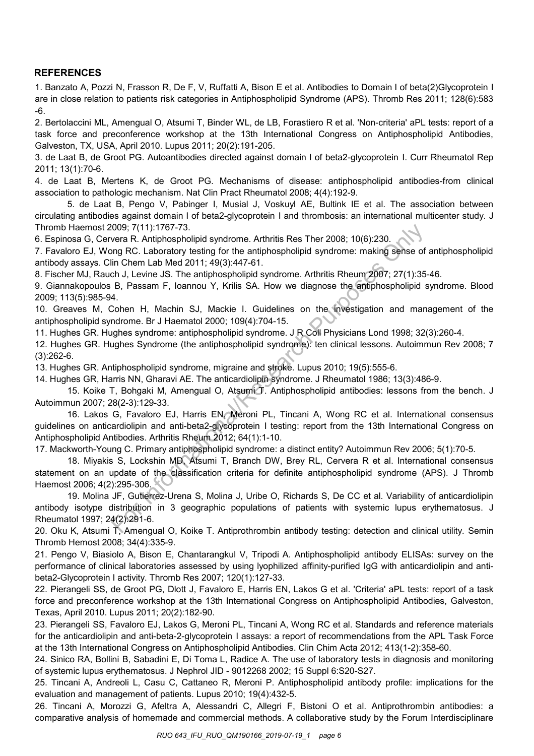## REFERENCES

1. Banzato A, Pozzi N, Frasson R, De F, V, Ruffatti A, Bison E et al. Antibodies to Domain I of beta(2)Glycoprotein I are in close relation to patients risk categories in Antiphospholipid Syndrome (APS). Thromb Res 2011; 128(6):583 -6.

2. Bertolaccini ML, Amengual O, Atsumi T, Binder WL, de LB, Forastiero R et al. 'Non-criteria' aPL tests: report of a task force and preconference workshop at the 13th International Congress on Antiphospholipid Antibodies, Galveston, TX, USA, April 2010. Lupus 2011; 20(2):191-205.

3. de Laat B, de Groot PG. Autoantibodies directed against domain I of beta2-glycoprotein I. Curr Rheumatol Rep 2011; 13(1):70-6.

4. de Laat B, Mertens K, de Groot PG. Mechanisms of disease: antiphospholipid antibodies-from clinical association to pathologic mechanism. Nat Clin Pract Rheumatol 2008; 4(4):192-9.

5. de Laat B, Pengo V, Pabinger I, Musial J, Voskuyl AE, Bultink IE et al. The association between circulating antibodies against domain I of beta2-glycoprotein I and thrombosis: an international multicenter study. J Thromb Haemost 2009; 7(11):1767-73.

6. Espinosa G, Cervera R. Antiphospholipid syndrome. Arthritis Res Ther 2008; 10(6):230.

7. Favaloro EJ, Wong RC. Laboratory testing for the antiphospholipid syndrome: making sense of antiphospholipid antibody assays. Clin Chem Lab Med 2011; 49(3):447-61.

8. Fischer MJ, Rauch J, Levine JS. The antiphospholipid syndrome. Arthritis Rheum 2007; 27(1):35-46.

9. Giannakopoulos B, Passam F, Ioannou Y, Krilis SA. How we diagnose the antiphospholipid syndrome. Blood 2009; 113(5):985-94.

10. Greaves M, Cohen H, Machin SJ, Mackie I. Guidelines on the investigation and management of the antiphospholipid syndrome. Br J Haematol 2000; 109(4):704-15.

11. Hughes GR. Hughes syndrome: antiphospholipid syndrome. J R Coll Physicians Lond 1998; 32(3):260-4.

12. Hughes GR. Hughes Syndrome (the antiphospholipid syndrome): ten clinical lessons. Autoimmun Rev 2008; 7 (3):262-6.

13. Hughes GR. Antiphospholipid syndrome, migraine and stroke. Lupus 2010; 19(5):555-6.

14. Hughes GR, Harris NN, Gharavi AE. The anticardiolipin syndrome. J Rheumatol 1986; 13(3):486-9.

15. Koike T, Bohgaki M, Amengual O, Atsumi T. Antiphospholipid antibodies: lessons from the bench. J Autoimmun 2007; 28(2-3):129-33.

16. Lakos G, Favaloro EJ, Harris EN, Meroni PL, Tincani A, Wong RC et al. International consensus guidelines on anticardiolipin and anti-beta2-glycoprotein I testing: report from the 13th International Congress on Antiphospholipid Antibodies. Arthritis Rheum 2012; 64(1):1-10.

17. Mackworth-Young C. Primary antiphospholipid syndrome: a distinct entity? Autoimmun Rev 2006; 5(1):70-5.

18. Miyakis S, Lockshin MD, Atsumi T, Branch DW, Brey RL, Cervera R et al. International consensus statement on an update of the classification criteria for definite antiphospholipid syndrome (APS). J Thromb Haemost 2006; 4(2):295-306.

19. Molina JF, Gutierrez-Urena S, Molina J, Uribe O, Richards S, De CC et al. Variability of anticardiolipin antibody isotype distribution in 3 geographic populations of patients with systemic lupus erythematosus. J Rheumatol 1997; 24(2):291-6.

20. Oku K, Atsumi T, Amengual O, Koike T. Antiprothrombin antibody testing: detection and clinical utility. Semin Thromb Hemost 2008; 34(4):335-9.

21. Pengo V, Biasiolo A, Bison E, Chantarangkul V, Tripodi A. Antiphospholipid antibody ELISAs: survey on the performance of clinical laboratories assessed by using lyophilized affinity-purified IgG with anticardiolipin and anti-beta2-Glycoprotein I activity. Thromb Res 2007; 120(1):127-33.

22. Pierangeli SS, de Groot PG, Dlott J, Favaloro E, Harris EN, Lakos G et al. 'Criteria' aPL tests: report of a task force and preconference workshop at the 13th International Congress on Antiphospholipid Antibodies, Galveston, Texas, April 2010. Lupus 2011; 20(2):182-90.

23. Pierangeli SS, Favaloro EJ, Lakos G, Meroni PL, Tincani A, Wong RC et al. Standards and reference materials for the anticardiolipin and anti-beta-2-glycoprotein I assays: a report of recommendations from the APL Task Force at the 13th International Congress on Antiphospholipid Antibodies. Clin Chim Acta 2012; 413(1-2):358-60.

24. Sinico RA, Bollini B, Sabadini E, Di Toma L, Radice A. The use of laboratory tests in diagnosis and monitoring of systemic lupus erythematosus. J Nephrol JID - 9012268 2002; 15 Suppl 6:S20-S27.

25. Tincani A, Andreoli L, Casu C, Cattaneo R, Meroni P. Antiphospholipid antibody profile: implications for the evaluation and management of patients. Lupus 2010; 19(4):432-5.

26. Tincani A, Morozzi G, Afeltra A, Alessandri C, Allegri F, Bistoni O et al. Antiprothrombin antibodies: a comparative analysis of homemade and commercial methods. A collaborative study by the Forum Interdisciplinare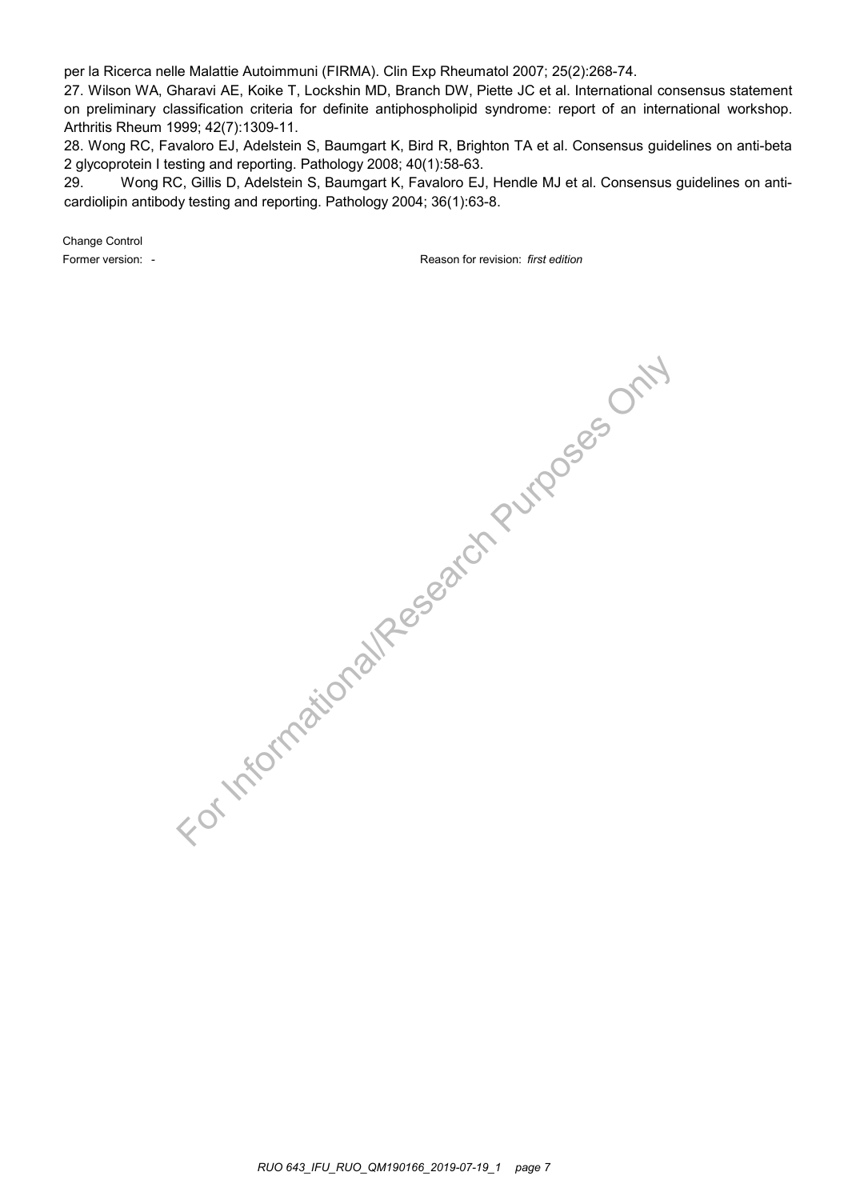per la Ricerca nelle Malattie Autoimmuni (FIRMA). Clin Exp Rheumatol 2007; 25(2):268-74.

27. Wilson WA, Gharavi AE, Koike T, Lockshin MD, Branch DW, Piette JC et al. International consensus statement on preliminary classification criteria for definite antiphospholipid syndrome: report of an international workshop. Arthritis Rheum 1999; 42(7):1309-11.

28. Wong RC, Favaloro EJ, Adelstein S, Baumgart K, Bird R, Brighton TA et al. Consensus guidelines on anti-beta 2 glycoprotein I testing and reporting. Pathology 2008; 40(1):58-63.

29. Wong RC, Gillis D, Adelstein S, Baumgart K, Favaloro EJ, Hendle MJ et al. Consensus guidelines on anti-cardiolipin antibody testing and reporting. Pathology 2004; 36(1):63-8.

Change Control

Former version: - Reason for revision: *first edition*

For Informational/Research Purposes Only